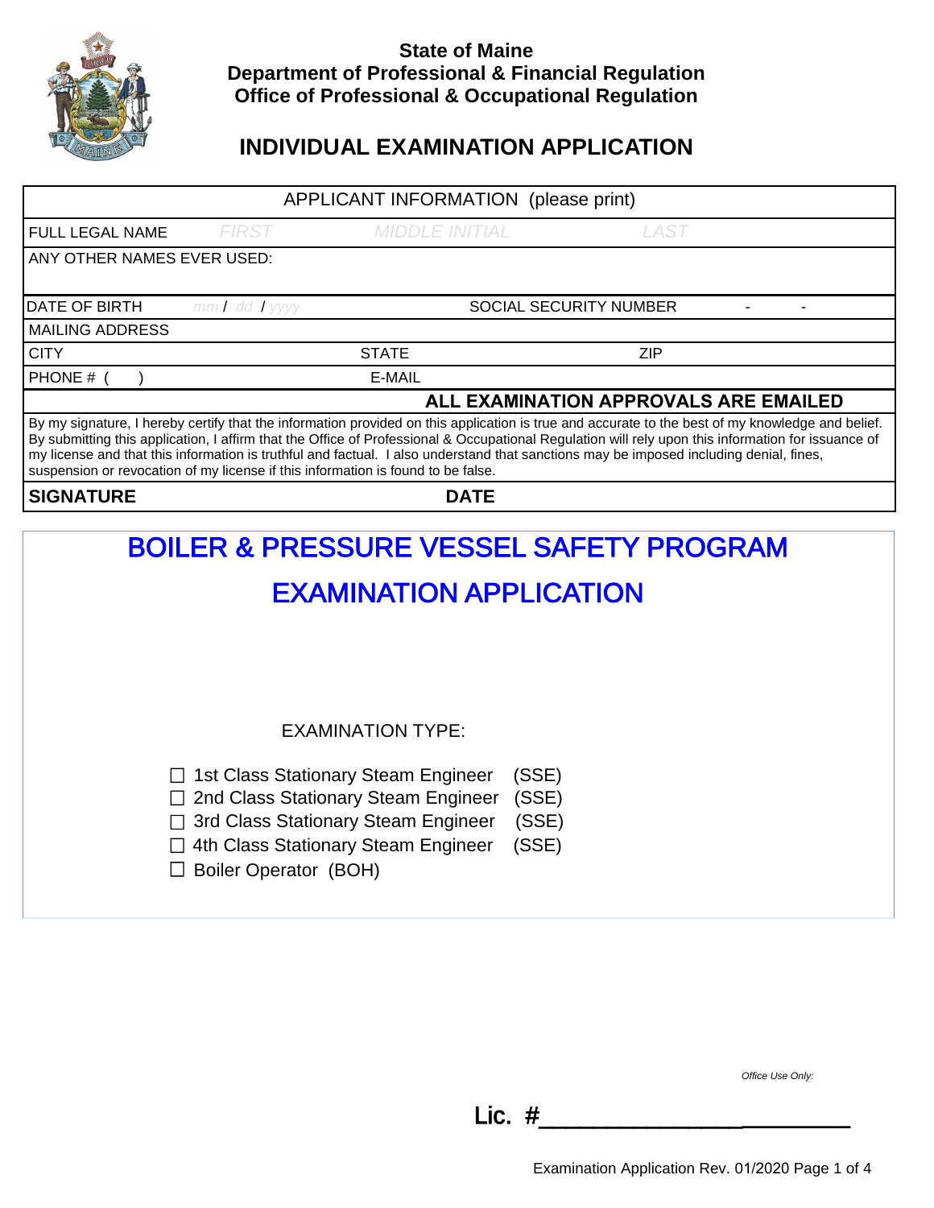**State of Maine**
**Department of Professional & Financial Regulation**
**Office of Professional & Occupational Regulation**

# INDIVIDUAL EXAMINATION APPLICATION

| APPLICANT INFORMATION (please print) | | | |
|---|---|---|---|
| FULL LEGAL NAME | FIRST | MIDDLE INITIAL | LAST |
| ANY OTHER NAMES EVER USED: | | | |
| DATE OF BIRTH | mm / dd / yyyy | SOCIAL SECURITY NUMBER | - - |
| MAILING ADDRESS | | | |
| CITY | STATE | ZIP | |
| PHONE # ( ) | E-MAIL | | |
| | | **ALL EXAMINATION APPROVALS ARE EMAILED** | |

By my signature, I hereby certify that the information provided on this application is true and accurate to the best of my knowledge and belief. By submitting this application, I affirm that the Office of Professional & Occupational Regulation will rely upon this information for issuance of my license and that this information is truthful and factual. I also understand that sanctions may be imposed including denial, fines, suspension or revocation of my license if this information is found to be false.

**SIGNATURE** **DATE**

## BOILER & PRESSURE VESSEL SAFETY PROGRAM

## EXAMINATION APPLICATION

EXAMINATION TYPE:

- ☐ 1st Class Stationary Steam Engineer (SSE)
- ☐ 2nd Class Stationary Steam Engineer (SSE)
- ☐ 3rd Class Stationary Steam Engineer (SSE)
- ☐ 4th Class Stationary Steam Engineer (SSE)
- ☐ Boiler Operator (BOH)

*Office Use Only:*

**Lic. #**______________________

Examination Application Rev. 01/2020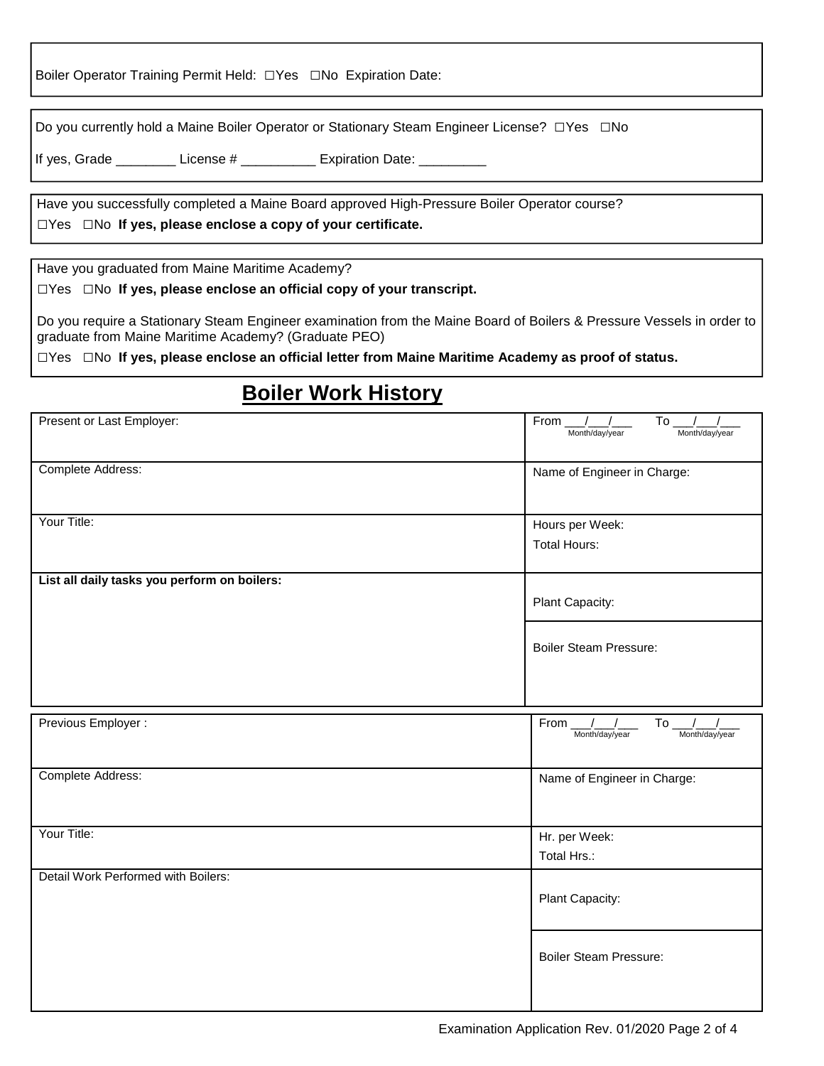Boiler Operator Training Permit Held: ☐Yes ☐No Expiration Date:

Do you currently hold a Maine Boiler Operator or Stationary Steam Engineer License? ☐Yes ☐No

If yes, Grade ________ License # __________ Expiration Date: _________

Have you successfully completed a Maine Board approved High-Pressure Boiler Operator course?

☐Yes ☐No **If yes, please enclose a copy of your certificate.**

Have you graduated from Maine Maritime Academy?

☐Yes ☐No **If yes, please enclose an official copy of your transcript.**

Do you require a Stationary Steam Engineer examination from the Maine Board of Boilers & Pressure Vessels in order to graduate from Maine Maritime Academy? (Graduate PEO)

☐Yes ☐No **If yes, please enclose an official letter from Maine Maritime Academy as proof of status.**

## Boiler Work History

| Present or Last Employer: | From ___/___/___ To ___/___/___ (Month/day/year) (Month/day/year) |
|---|---|
| Complete Address: | Name of Engineer in Charge: |
| Your Title: | Hours per Week:<br>Total Hours: |
| **List all daily tasks you perform on boilers:** | Plant Capacity: |
| | Boiler Steam Pressure: |

| Previous Employer : | From ___/___/___ To ___/___/___ (Month/day/year) (Month/day/year) |
|---|---|
| Complete Address: | Name of Engineer in Charge: |
| Your Title: | Hr. per Week:<br>Total Hrs.: |
| Detail Work Performed with Boilers: | Plant Capacity: |
| | Boiler Steam Pressure: |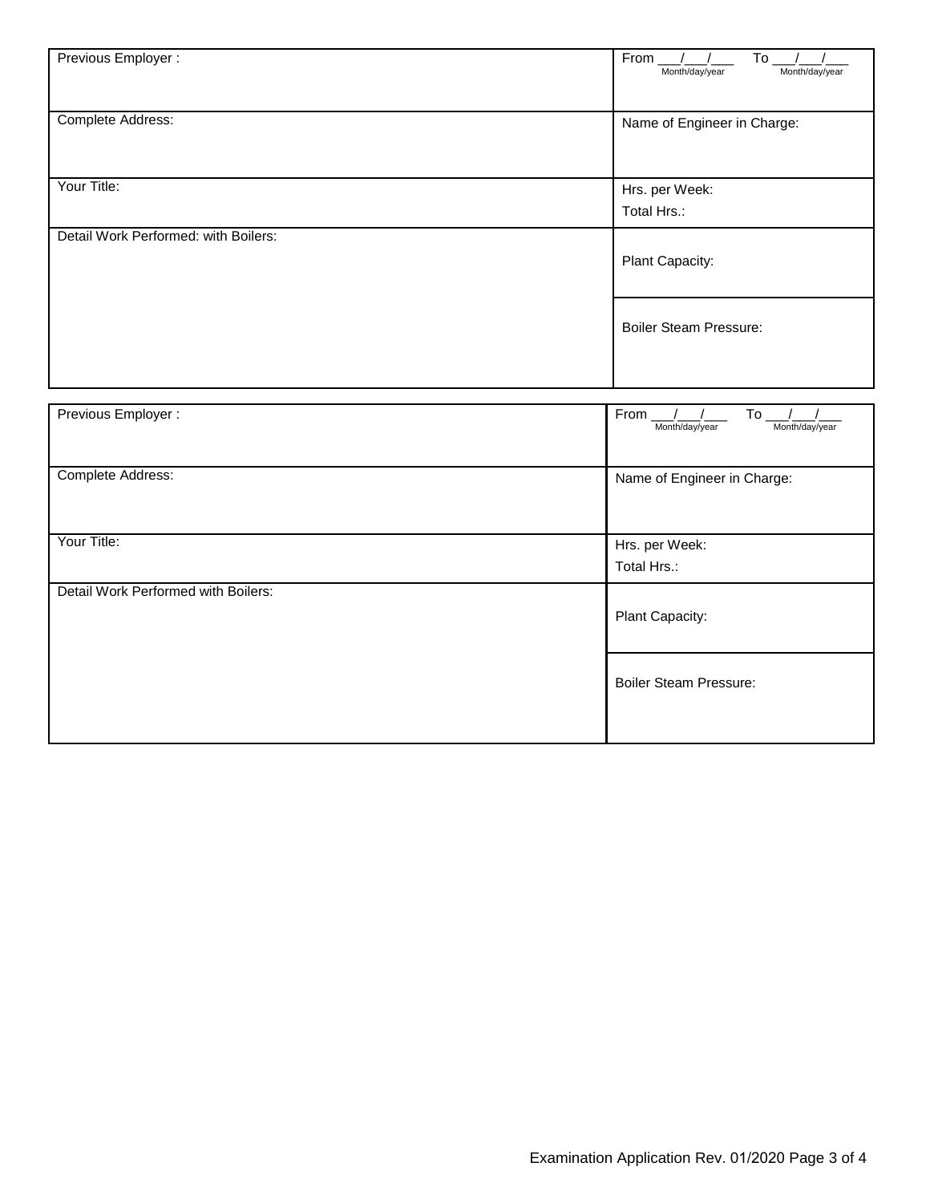| Previous Employer : | From \_\_\_/\_\_\_/\_\_\_ To \_\_\_/\_\_\_/\_\_\_ (Month/day/year) (Month/day/year) |
| --- | --- |
| Complete Address: | Name of Engineer in Charge: |
| Your Title: | Hrs. per Week:<br>Total Hrs.: |
| Detail Work Performed: with Boilers: | Plant Capacity: |
| | Boiler Steam Pressure: |

| Previous Employer : | From \_\_\_/\_\_\_/\_\_\_ To \_\_\_/\_\_\_/\_\_\_ (Month/day/year) (Month/day/year) |
| --- | --- |
| Complete Address: | Name of Engineer in Charge: |
| Your Title: | Hrs. per Week:<br>Total Hrs.: |
| Detail Work Performed with Boilers: | Plant Capacity: |
| | Boiler Steam Pressure: |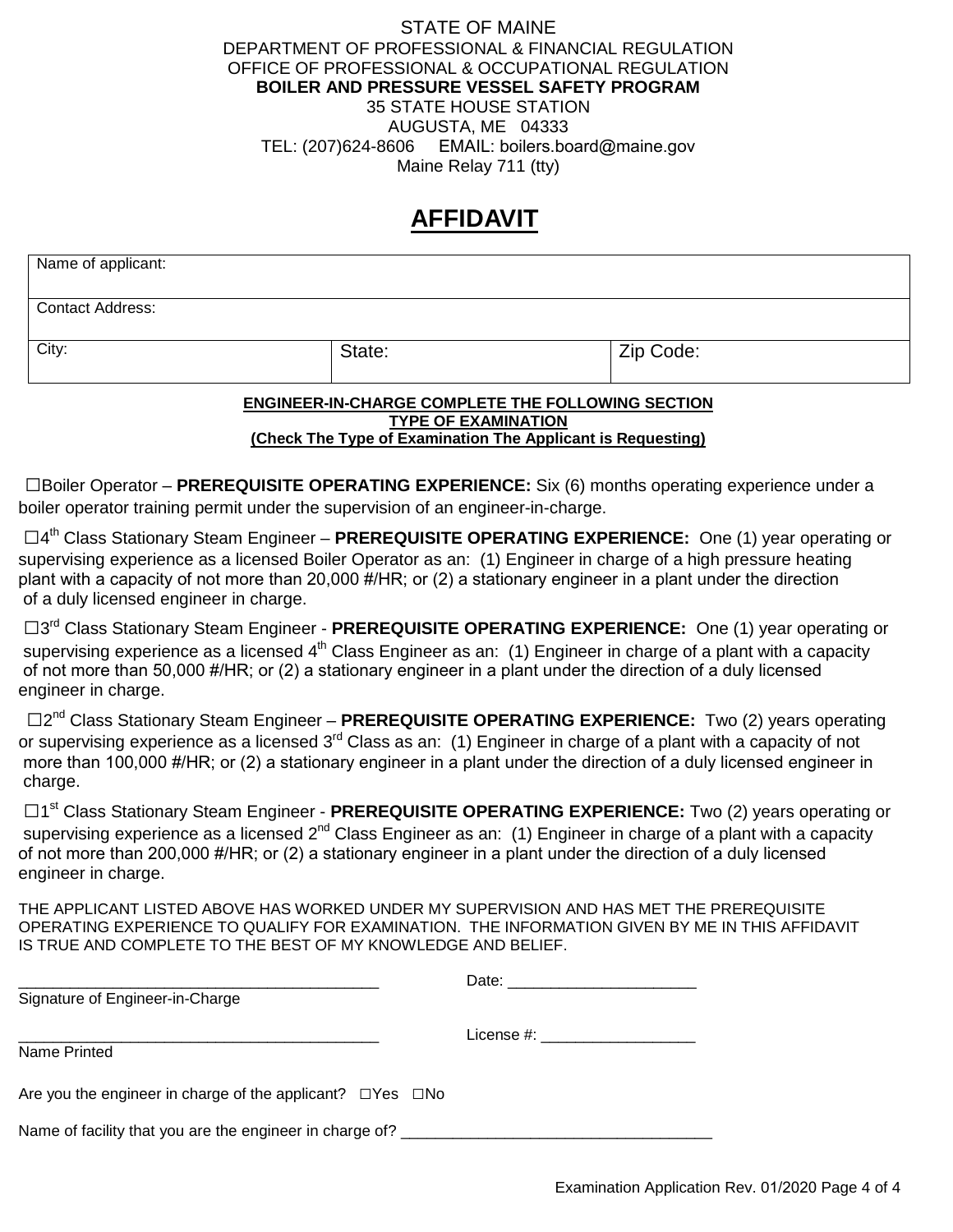STATE OF MAINE
DEPARTMENT OF PROFESSIONAL & FINANCIAL REGULATION
OFFICE OF PROFESSIONAL & OCCUPATIONAL REGULATION
**BOILER AND PRESSURE VESSEL SAFETY PROGRAM**
35 STATE HOUSE STATION
AUGUSTA, ME 04333
TEL: (207)624-8606 EMAIL: boilers.board@maine.gov
Maine Relay 711 (tty)

# AFFIDAVIT

| Name of applicant: | | |
|---|---|---|
| Contact Address: | | |
| City: | State: | Zip Code: |

**ENGINEER-IN-CHARGE COMPLETE THE FOLLOWING SECTION**
**TYPE OF EXAMINATION**
**(Check The Type of Examination The Applicant is Requesting)**

☐Boiler Operator – **PREREQUISITE OPERATING EXPERIENCE:** Six (6) months operating experience under a boiler operator training permit under the supervision of an engineer-in-charge.

☐4th Class Stationary Steam Engineer – **PREREQUISITE OPERATING EXPERIENCE:** One (1) year operating or supervising experience as a licensed Boiler Operator as an: (1) Engineer in charge of a high pressure heating plant with a capacity of not more than 20,000 #/HR; or (2) a stationary engineer in a plant under the direction of a duly licensed engineer in charge.

☐3rd Class Stationary Steam Engineer - **PREREQUISITE OPERATING EXPERIENCE:** One (1) year operating or supervising experience as a licensed 4th Class Engineer as an: (1) Engineer in charge of a plant with a capacity of not more than 50,000 #/HR; or (2) a stationary engineer in a plant under the direction of a duly licensed engineer in charge.

☐2nd Class Stationary Steam Engineer – **PREREQUISITE OPERATING EXPERIENCE:** Two (2) years operating or supervising experience as a licensed 3rd Class as an: (1) Engineer in charge of a plant with a capacity of not more than 100,000 #/HR; or (2) a stationary engineer in a plant under the direction of a duly licensed engineer in charge.

☐1st Class Stationary Steam Engineer - **PREREQUISITE OPERATING EXPERIENCE:** Two (2) years operating or supervising experience as a licensed 2nd Class Engineer as an: (1) Engineer in charge of a plant with a capacity of not more than 200,000 #/HR; or (2) a stationary engineer in a plant under the direction of a duly licensed engineer in charge.

THE APPLICANT LISTED ABOVE HAS WORKED UNDER MY SUPERVISION AND HAS MET THE PREREQUISITE OPERATING EXPERIENCE TO QUALIFY FOR EXAMINATION. THE INFORMATION GIVEN BY ME IN THIS AFFIDAVIT IS TRUE AND COMPLETE TO THE BEST OF MY KNOWLEDGE AND BELIEF.

\_\_\_\_\_\_\_\_\_\_\_\_\_\_\_\_\_\_\_\_\_\_\_\_\_\_\_\_\_\_\_\_\_\_\_\_\_\_\_\_ Date: \_\_\_\_\_\_\_\_\_\_\_\_\_\_\_\_\_\_\_\_\_\_
Signature of Engineer-in-Charge

\_\_\_\_\_\_\_\_\_\_\_\_\_\_\_\_\_\_\_\_\_\_\_\_\_\_\_\_\_\_\_\_\_\_\_\_\_\_\_\_ License #: \_\_\_\_\_\_\_\_\_\_\_\_\_\_\_\_\_\_
Name Printed

Are you the engineer in charge of the applicant? ☐Yes ☐No

Name of facility that you are the engineer in charge of? \_\_\_\_\_\_\_\_\_\_\_\_\_\_\_\_\_\_\_\_\_\_\_\_\_\_\_\_\_\_\_\_\_\_\_\_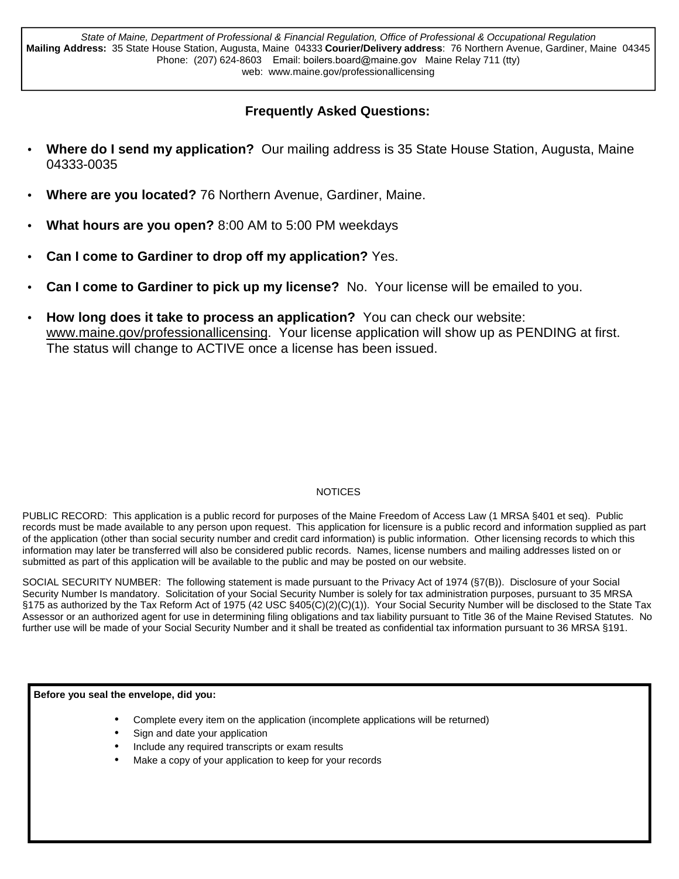*State of Maine, Department of Professional & Financial Regulation, Office of Professional & Occupational Regulation*
**Mailing Address:** 35 State House Station, Augusta, Maine 04333 **Courier/Delivery address**: 76 Northern Avenue, Gardiner, Maine 04345
Phone: (207) 624-8603 Email: boilers.board@maine.gov Maine Relay 711 (tty)
web: www.maine.gov/professionallicensing

## Frequently Asked Questions:

- **Where do I send my application?** Our mailing address is 35 State House Station, Augusta, Maine 04333-0035
- **Where are you located?** 76 Northern Avenue, Gardiner, Maine.
- **What hours are you open?** 8:00 AM to 5:00 PM weekdays
- **Can I come to Gardiner to drop off my application?** Yes.
- **Can I come to Gardiner to pick up my license?** No. Your license will be emailed to you.
- **How long does it take to process an application?** You can check our website: www.maine.gov/professionallicensing. Your license application will show up as PENDING at first. The status will change to ACTIVE once a license has been issued.

NOTICES

PUBLIC RECORD: This application is a public record for purposes of the Maine Freedom of Access Law (1 MRSA §401 et seq). Public records must be made available to any person upon request. This application for licensure is a public record and information supplied as part of the application (other than social security number and credit card information) is public information. Other licensing records to which this information may later be transferred will also be considered public records. Names, license numbers and mailing addresses listed on or submitted as part of this application will be available to the public and may be posted on our website.

SOCIAL SECURITY NUMBER: The following statement is made pursuant to the Privacy Act of 1974 (§7(B)). Disclosure of your Social Security Number Is mandatory. Solicitation of your Social Security Number is solely for tax administration purposes, pursuant to 35 MRSA §175 as authorized by the Tax Reform Act of 1975 (42 USC §405(C)(2)(C)(1)). Your Social Security Number will be disclosed to the State Tax Assessor or an authorized agent for use in determining filing obligations and tax liability pursuant to Title 36 of the Maine Revised Statutes. No further use will be made of your Social Security Number and it shall be treated as confidential tax information pursuant to 36 MRSA §191.

**Before you seal the envelope, did you:**

- Complete every item on the application (incomplete applications will be returned)
- Sign and date your application
- Include any required transcripts or exam results
- Make a copy of your application to keep for your records